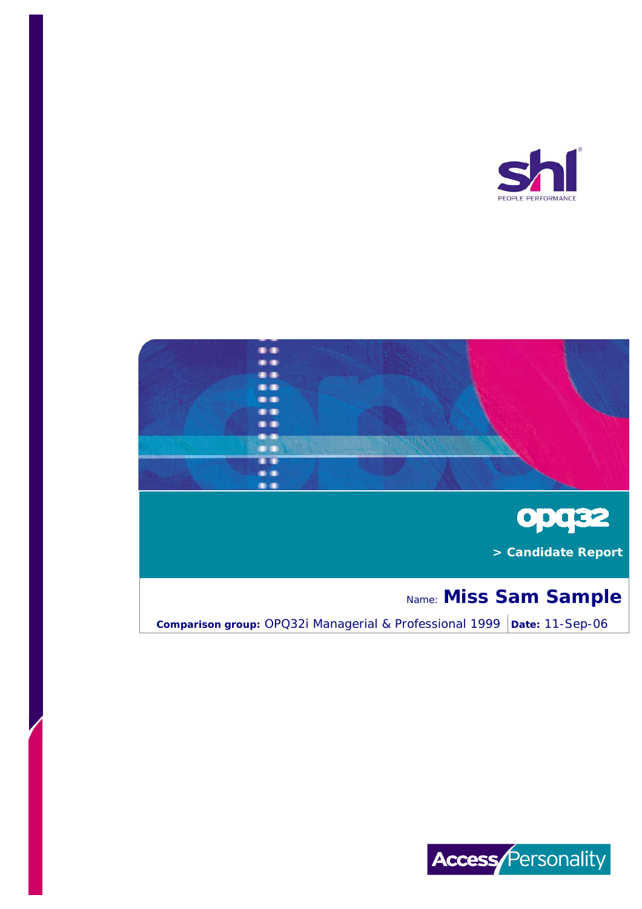shl

PEOPLE PERFORMANCE

# opq32

> Candidate Report

Name: **Miss Sam Sample**

**Comparison group:** OPQ32i Managerial & Professional 1999 | **Date:** 11-Sep-06

Access Personality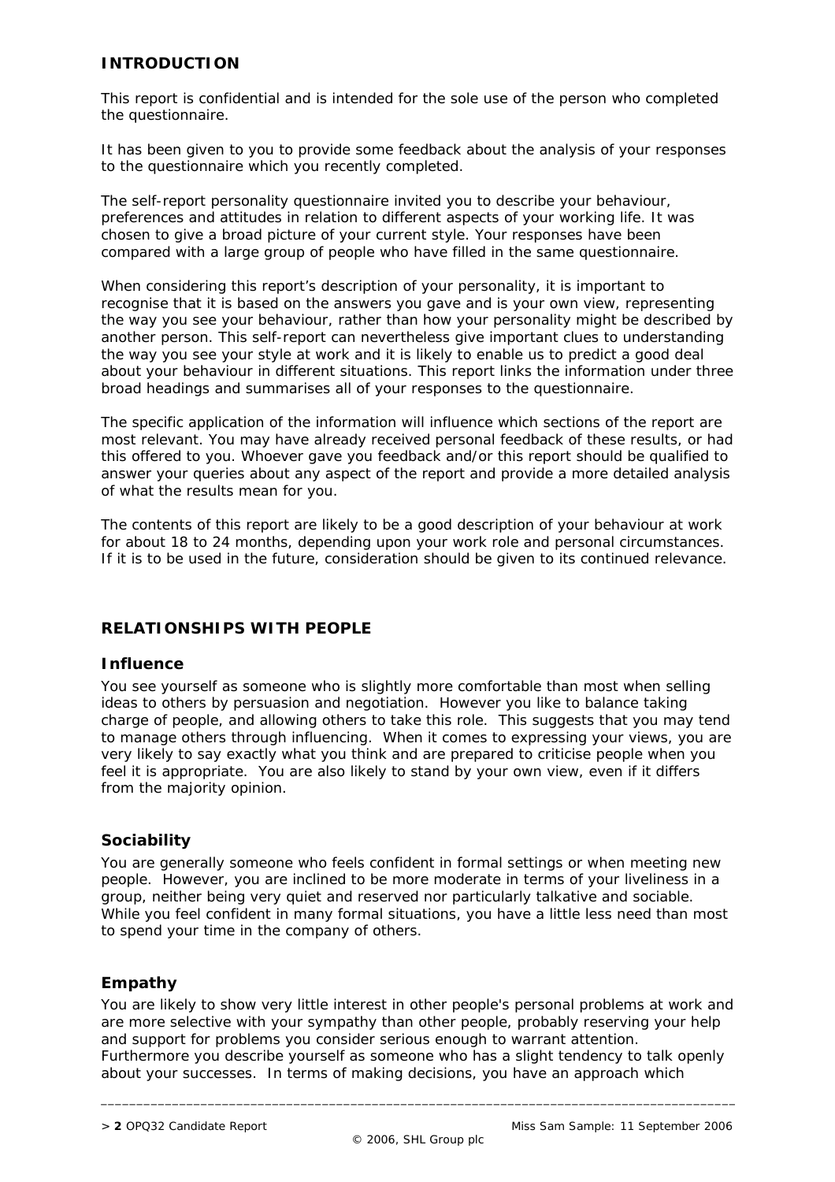## INTRODUCTION

This report is confidential and is intended for the sole use of the person who completed the questionnaire.

It has been given to you to provide some feedback about the analysis of your responses to the questionnaire which you recently completed.

The self-report personality questionnaire invited you to describe your behaviour, preferences and attitudes in relation to different aspects of your working life. It was chosen to give a broad picture of your current style. Your responses have been compared with a large group of people who have filled in the same questionnaire.

When considering this report's description of your personality, it is important to recognise that it is based on the answers you gave and is your own view, representing the way you see your behaviour, rather than how your personality might be described by another person. This self-report can nevertheless give important clues to understanding the way you see your style at work and it is likely to enable us to predict a good deal about your behaviour in different situations. This report links the information under three broad headings and summarises all of your responses to the questionnaire.

The specific application of the information will influence which sections of the report are most relevant. You may have already received personal feedback of these results, or had this offered to you. Whoever gave you feedback and/or this report should be qualified to answer your queries about any aspect of the report and provide a more detailed analysis of what the results mean for you.

The contents of this report are likely to be a good description of your behaviour at work for about 18 to 24 months, depending upon your work role and personal circumstances. If it is to be used in the future, consideration should be given to its continued relevance.

## RELATIONSHIPS WITH PEOPLE

### Influence

You see yourself as someone who is slightly more comfortable than most when selling ideas to others by persuasion and negotiation. However you like to balance taking charge of people, and allowing others to take this role. This suggests that you may tend to manage others through influencing. When it comes to expressing your views, you are very likely to say exactly what you think and are prepared to criticise people when you feel it is appropriate. You are also likely to stand by your own view, even if it differs from the majority opinion.

### Sociability

You are generally someone who feels confident in formal settings or when meeting new people. However, you are inclined to be more moderate in terms of your liveliness in a group, neither being very quiet and reserved nor particularly talkative and sociable. While you feel confident in many formal situations, you have a little less need than most to spend your time in the company of others.

### Empathy

You are likely to show very little interest in other people's personal problems at work and are more selective with your sympathy than other people, probably reserving your help and support for problems you consider serious enough to warrant attention. Furthermore you describe yourself as someone who has a slight tendency to talk openly about your successes. In terms of making decisions, you have an approach which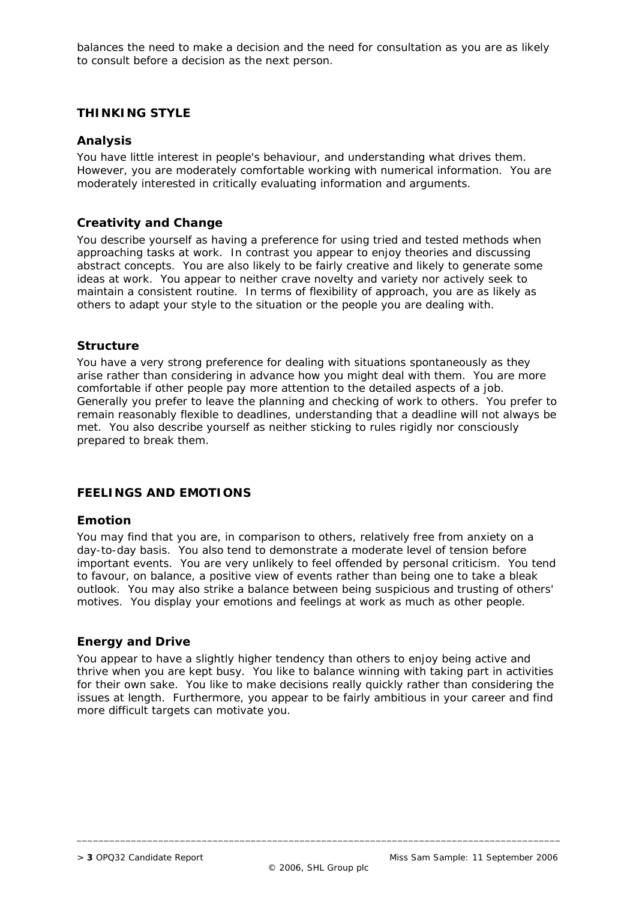balances the need to make a decision and the need for consultation as you are as likely to consult before a decision as the next person.

## THINKING STYLE

### Analysis

You have little interest in people's behaviour, and understanding what drives them. However, you are moderately comfortable working with numerical information. You are moderately interested in critically evaluating information and arguments.

### Creativity and Change

You describe yourself as having a preference for using tried and tested methods when approaching tasks at work. In contrast you appear to enjoy theories and discussing abstract concepts. You are also likely to be fairly creative and likely to generate some ideas at work. You appear to neither crave novelty and variety nor actively seek to maintain a consistent routine. In terms of flexibility of approach, you are as likely as others to adapt your style to the situation or the people you are dealing with.

### Structure

You have a very strong preference for dealing with situations spontaneously as they arise rather than considering in advance how you might deal with them. You are more comfortable if other people pay more attention to the detailed aspects of a job. Generally you prefer to leave the planning and checking of work to others. You prefer to remain reasonably flexible to deadlines, understanding that a deadline will not always be met. You also describe yourself as neither sticking to rules rigidly nor consciously prepared to break them.

## FEELINGS AND EMOTIONS

### Emotion

You may find that you are, in comparison to others, relatively free from anxiety on a day-to-day basis. You also tend to demonstrate a moderate level of tension before important events. You are very unlikely to feel offended by personal criticism. You tend to favour, on balance, a positive view of events rather than being one to take a bleak outlook. You may also strike a balance between being suspicious and trusting of others' motives. You display your emotions and feelings at work as much as other people.

### Energy and Drive

You appear to have a slightly higher tendency than others to enjoy being active and thrive when you are kept busy. You like to balance winning with taking part in activities for their own sake. You like to make decisions really quickly rather than considering the issues at length. Furthermore, you appear to be fairly ambitious in your career and find more difficult targets can motivate you.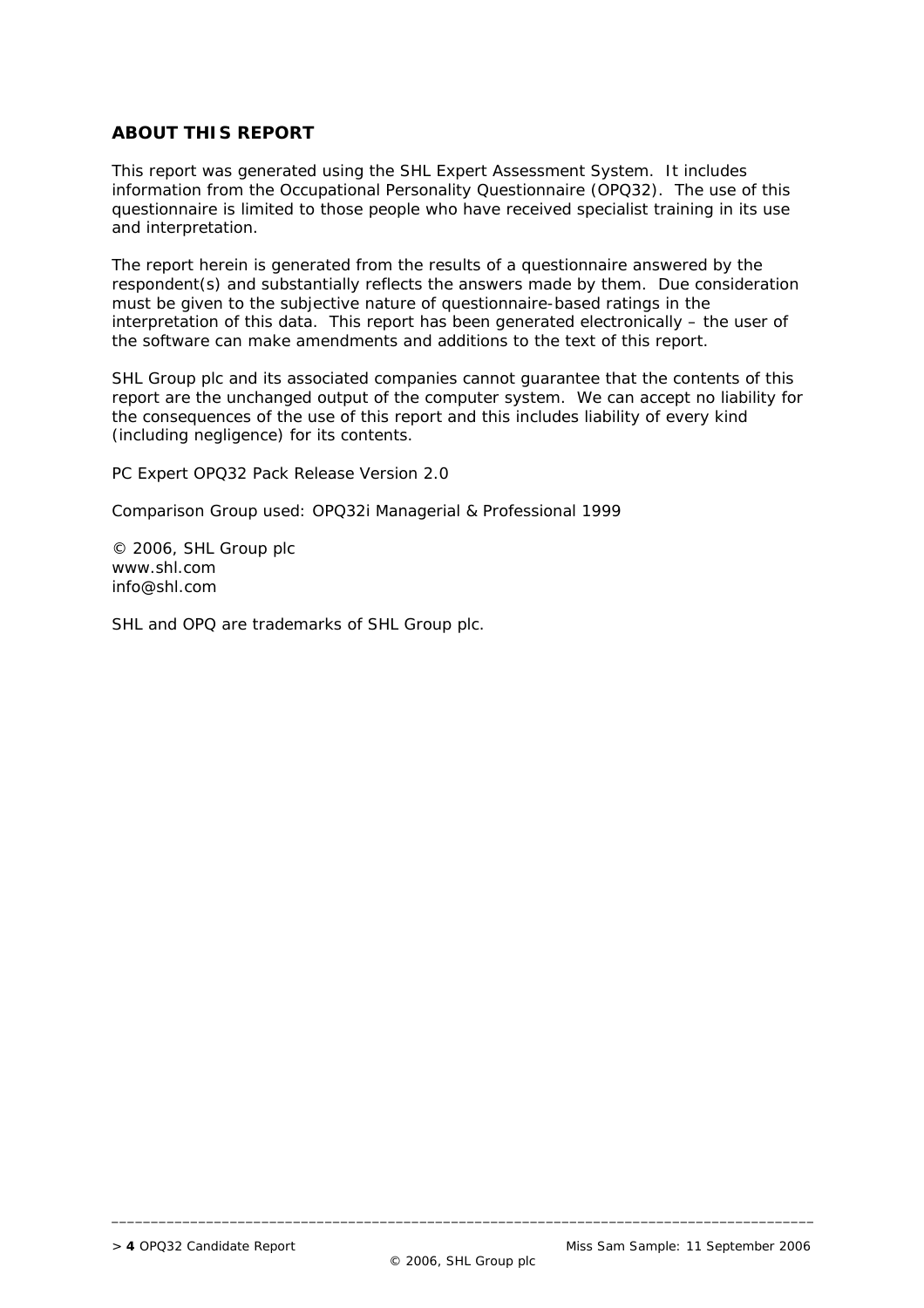## ABOUT THIS REPORT

This report was generated using the SHL Expert Assessment System. It includes information from the Occupational Personality Questionnaire (OPQ32). The use of this questionnaire is limited to those people who have received specialist training in its use and interpretation.

The report herein is generated from the results of a questionnaire answered by the respondent(s) and substantially reflects the answers made by them. Due consideration must be given to the subjective nature of questionnaire-based ratings in the interpretation of this data. This report has been generated electronically – the user of the software can make amendments and additions to the text of this report.

SHL Group plc and its associated companies cannot guarantee that the contents of this report are the unchanged output of the computer system. We can accept no liability for the consequences of the use of this report and this includes liability of every kind (including negligence) for its contents.

PC Expert OPQ32 Pack Release Version 2.0

Comparison Group used: OPQ32i Managerial & Professional 1999

© 2006, SHL Group plc
www.shl.com
info@shl.com

SHL and OPQ are trademarks of SHL Group plc.